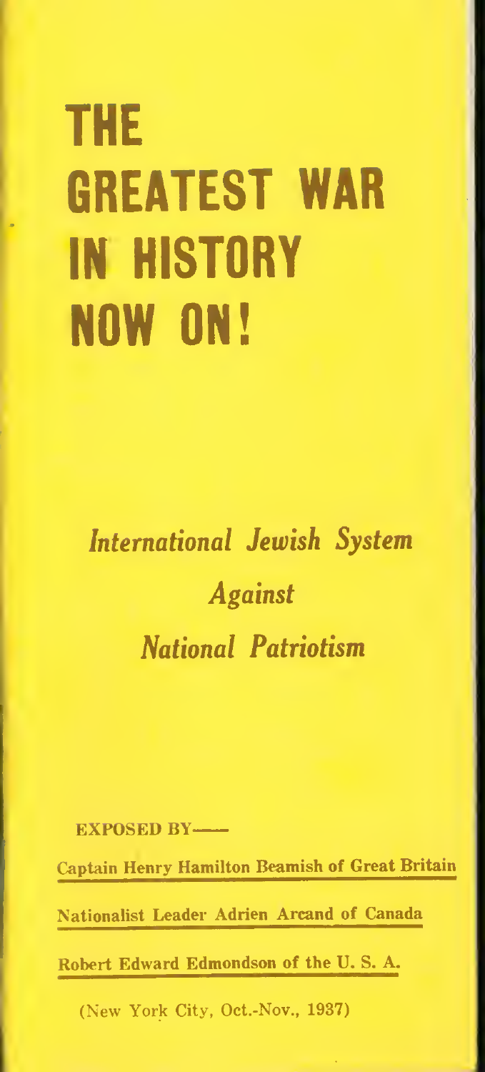# THE GREATEST WAR IN HISTORY NOW ON!

*International Jewish System*

*Against*

*National Patriotism*

EXPOSED BY—

Captain Henry Hamilton Beamish of Great Britain

Nationalist Leader Adrien Arcand of Canada

Robert Edward Edmondson of the U. S. A.

(New York City, Oct.-Nov., 1937)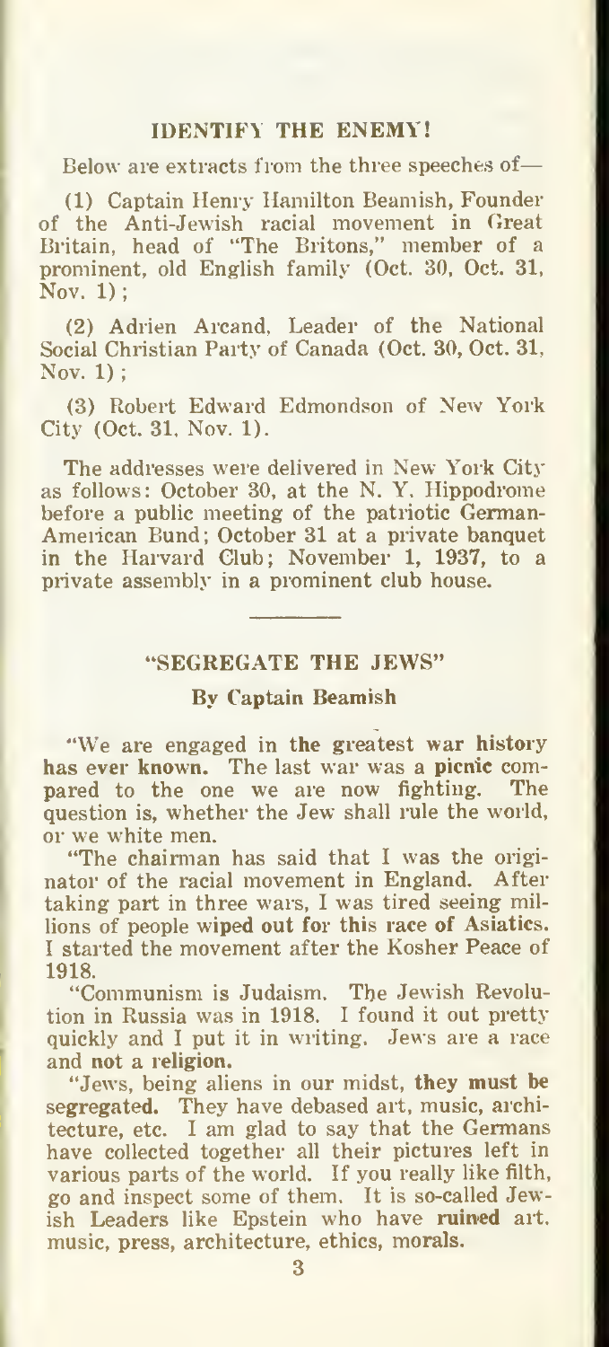## IDENTIFY THE ENEMY!

Below are extracts from the three speeches of—

(1) Captain Henry Hamilton Beamish, Founder of the Anti-Jewish racial movement in Great Britain, head of "The Britons," member of a prominent, old English family (Oct. 30, Oct. 31, Nov. 1);

(2) Adrien Arcand, Leader of the National Social Christian Party of Canada (Oct. 30, Oct. 31, Nov. 1);

(3) Robert Edward Edmondson of New York City (Oct. 31, Nov. 1).

The addresses were delivered in New York City as follows: October 30, at the N. Y. Hippodrome before a public meeting of the patriotic German-American Bund; October 31 at a private banquet in the Harvard Club; November 1, 1937, to a private assembly in a prominent club house.

---

## "SEGREGATE THE JEWS"

### By Captain Beamish

"We are engaged in **the greatest war history has ever known.** The last war was a **picnic** compared to the one we are now fighting. The question is, whether the Jew shall rule the world, or we white men.

"The chairman has said that I was the originator of the racial movement in England. After taking part in three wars, I was tired seeing millions of people **wiped out for this race of Asiatics.** I started the movement after the Kosher Peace of 1918.

"Communism is Judaism. The Jewish Revolution in Russia was in 1918. I found it out pretty quickly and I put it in writing. Jews are a race and **not a religion.**

"Jews, being aliens in our midst, **they must be segregated.** They have debased art, music, architecture, etc. I am glad to say that the Germans have collected together all their pictures left in various parts of the world. If you really like filth, go and inspect some of them. It is so-called Jewish Leaders like Epstein who have **ruined** art, music, press, architecture, ethics, morals.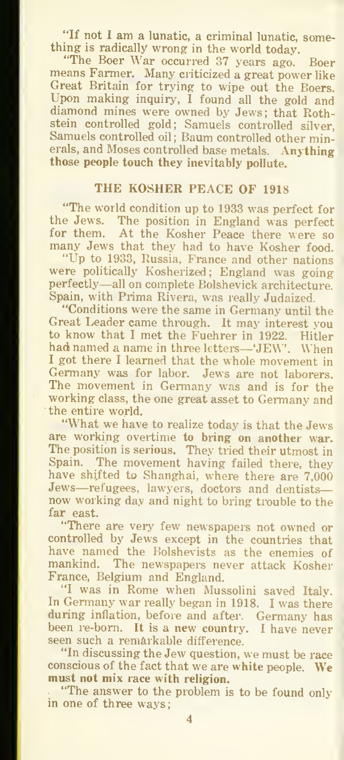"If not I am a lunatic, a criminal lunatic, something is radically wrong in the world today.

"The Boer War occurred 37 years ago. Boer means Farmer. Many criticized a great power like Great Britain for trying to wipe out the Boers. Upon making inquiry, I found all the gold and diamond mines were owned by Jews; that Rothstein controlled gold; Samuels controlled silver, Samuels controlled oil; Baum controlled other minerals, and Moses controlled base metals. **Anything those people touch they inevitably pollute.**

## THE KOSHER PEACE OF 1918

"The world condition up to 1933 was perfect for the Jews. The position in England was perfect for them. At the Kosher Peace there were so many Jews that they had to have Kosher food.

"Up to 1933, Russia, France and other nations were politically Kosherized; England was going perfectly—all on complete Bolshevick architecture. Spain, with Prima Rivera, was really Judaized.

"Conditions were the same in Germany until the Great Leader came through. It may interest you to know that I met the Fuehrer in 1922. Hitler had named a name in three letters—'JEW'. When I got there I learned that the whole movement in Germany was for labor. Jews are not laborers. The movement in Germany was and is for the working class, the one great asset to Germany and the entire world.

"What we have to realize today is that the Jews are working overtime **to bring on another war.** The position is serious. They tried their utmost in Spain. The movement having failed there, they have shifted to Shanghai, where there are 7,000 Jews—refugees, lawyers, doctors and dentists—now working day and night to bring trouble to the far east.

"There are very few newspapers not owned or controlled by Jews except in the countries that have named the Bolshevists as the enemies of mankind. The newspapers never attack Kosher France, Belgium and England.

"I was in Rome when Mussolini saved Italy. In Germany war really began in 1918. I was there during inflation, before and after. Germany has been re-born. **It is a new country.** I have never seen such a remarkable difference.

"In discussing the Jew question, we must be race conscious of the fact that we are **white** people. **We must not mix race with religion.**

"The answer to the problem is to be found only in one of three ways;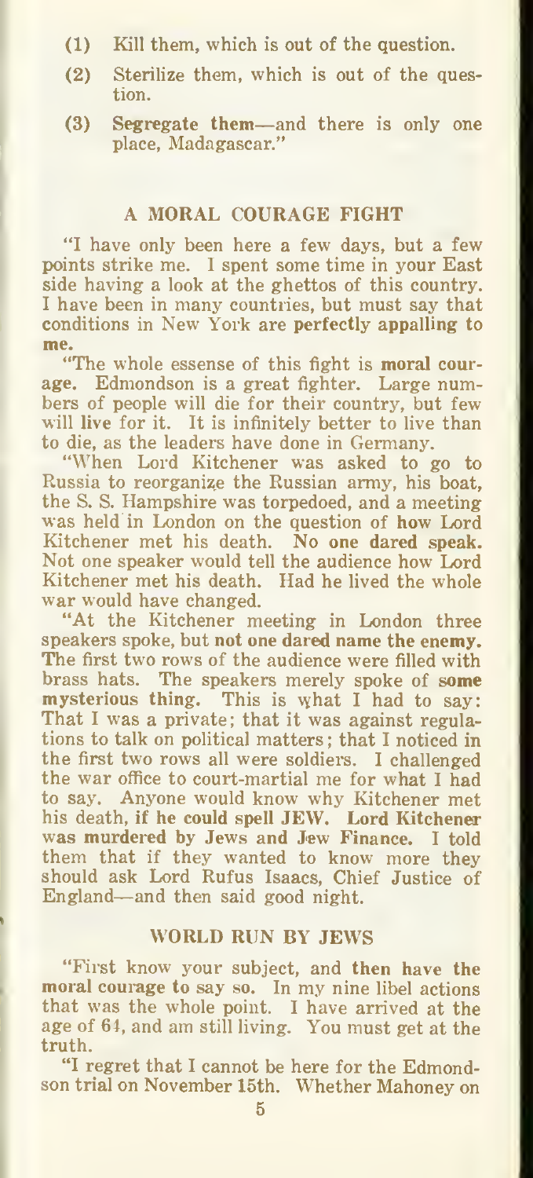(1) Kill them, which is out of the question.

(2) Sterilize them, which is out of the question.

(3) **Segregate them**—and there is only one place, Madagascar."

## A MORAL COURAGE FIGHT

"I have only been here a few days, but a few points strike me. I spent some time in your East side having a look at the ghettos of this country. I have been in many countries, but must say that conditions in New York are **perfectly appalling to me.**

"The whole essense of this fight is **moral courage.** Edmondson is a great fighter. Large numbers of people will die for their country, but few will **live** for it. It is infinitely better to live than to die, as the leaders have done in Germany.

"When Lord Kitchener was asked to go to Russia to reorganize the Russian army, his boat, the S. S. Hampshire was torpedoed, and a meeting was held in London on the question of **how** Lord Kitchener met his death. **No one dared speak.** Not one speaker would tell the audience how Lord Kitchener met his death. Had he lived the whole war would have changed.

"At the Kitchener meeting in London three speakers spoke, but **not one dared name the enemy.** The first two rows of the audience were filled with brass hats. The speakers merely spoke of **some mysterious thing.** This is what I had to say: That I was a private; that it was against regulations to talk on political matters; that I noticed in the first two rows all were soldiers. I challenged the war office to court-martial me for what I had to say. Anyone would know why Kitchener met his death, **if he could spell JEW. Lord Kitchener was murdered by Jews and Jew Finance.** I told them that if they wanted to know more they should ask Lord Rufus Isaacs, Chief Justice of England—and then said good night.

## WORLD RUN BY JEWS

"First know your subject, and **then have the moral courage to** say so. In my nine libel actions that was the whole point. I have arrived at the age of 64, and am still living. You must get at the truth.

"I regret that I cannot be here for the Edmondson trial on November 15th. Whether Mahoney on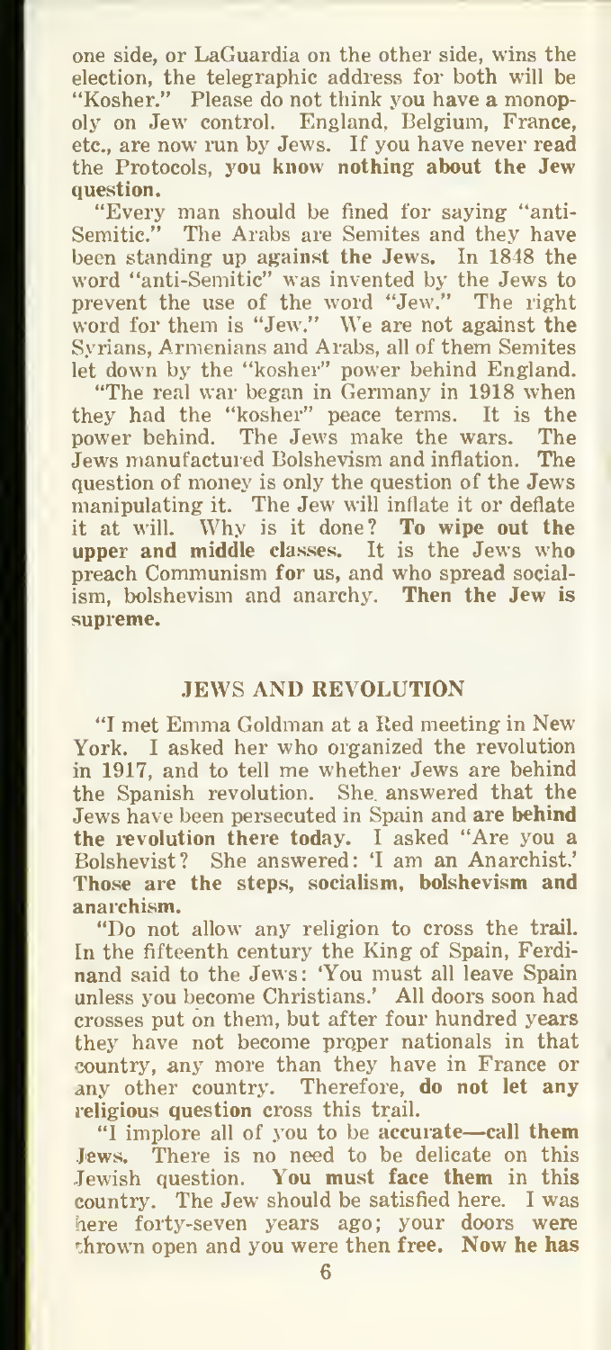one side, or LaGuardia on the other side, wins the election, the telegraphic address for both will be "Kosher." Please do not think you have a monopoly on Jew control. England, Belgium, France, etc., are now run by Jews. If you have never read the Protocols, **you know nothing about the Jew question.**

"Every man should be fined for saying "anti-Semitic." The Arabs are Semites and they have been standing up against the Jews. In 1848 the word "anti-Semitic" was invented by the Jews to prevent the use of the word "Jew." The right word for them is "Jew." We are not against the Syrians, Armenians and Arabs, all of them Semites let down by the "kosher" power behind England.

"The real war began in Germany in 1918 when they had the "kosher" peace terms. It is the power behind. The Jews make the wars. The Jews manufactured Bolshevism and inflation. The question of money is only the question of the Jews manipulating it. The Jew will inflate it or deflate it at will. Why is it done? **To wipe out the upper and middle classes.** It is the Jews who preach Communism for us, and who spread socialism, bolshevism and anarchy. **Then the Jew is supreme.**

## JEWS AND REVOLUTION

"I met Emma Goldman at a Red meeting in New York. I asked her who organized the revolution in 1917, and to tell me whether Jews are behind the Spanish revolution. She answered that the Jews have been persecuted in Spain and **are behind the revolution there today.** I asked "Are you a Bolshevist? She answered: 'I am an Anarchist.' **Those are the steps, socialism, bolshevism and anarchism.**

"Do not allow any religion to cross the trail. In the fifteenth century the King of Spain, Ferdinand said to the Jews: 'You must all leave Spain unless you become Christians.' All doors soon had crosses put on them, but after four hundred years they have not become proper nationals in that country, any more than they have in France or any other country. Therefore, **do not let any religious question** cross this trail.

"I implore all of you to be **accurate—call them Jews.** There is no need to be delicate on this Jewish question. **You must face them** in this country. The Jew should be satisfied here. I was here forty-seven years ago; your doors were thrown open and you were then free. **Now he has**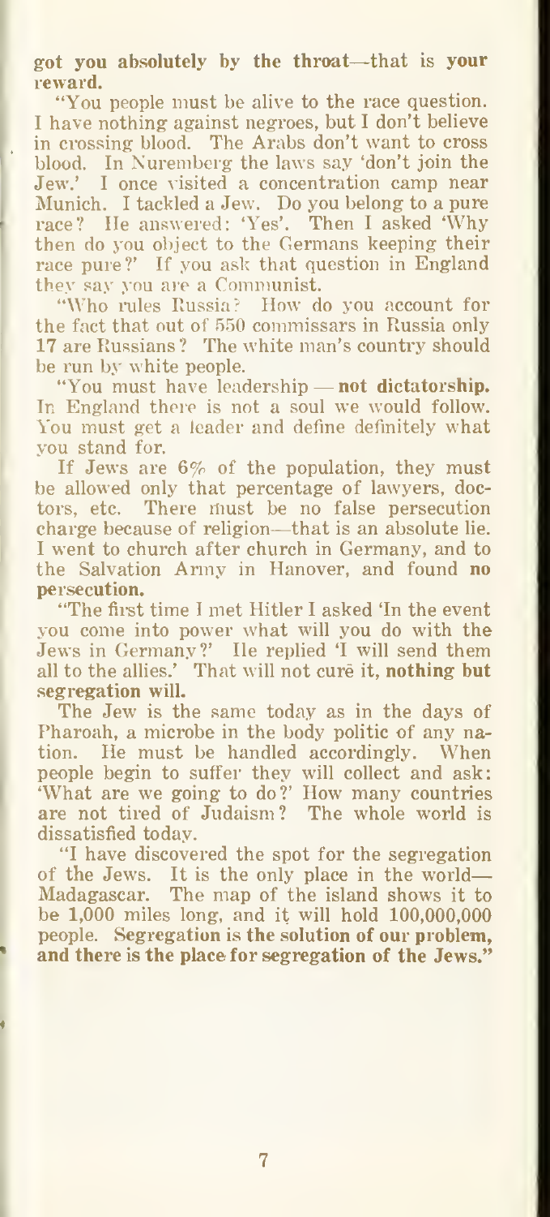**got you absolutely by the throat—that is your reward.**

"You people must be alive to the race question. I have nothing against negroes, but I don't believe in crossing blood. The Arabs don't want to cross blood. In Nuremberg the laws say 'don't join the Jew.' I once visited a concentration camp near Munich. I tackled a Jew. Do you belong to a pure race? He answered: 'Yes'. Then I asked 'Why then do you object to the Germans keeping their race pure?' If you ask that question in England they say you are a Communist.

"Who rules Russia? How do you account for the fact that out of 550 commissars in Russia only 17 are Russians? The white man's country should be run by white people.

"You must have leadership — **not dictatorship.** In England there is not a soul we would follow. You must get a leader and define definitely what you stand for.

If Jews are 6% of the population, they must be allowed only that percentage of lawyers, doctors, etc. There must be no false persecution charge because of religion—that is an absolute lie. I went to church after church in Germany, and to the Salvation Army in Hanover, and found **no persecution.**

"The first time I met Hitler I asked 'In the event you come into power what will you do with the Jews in Germany?' He replied 'I will send them all to the allies.' That will not cure it, **nothing but segregation will.**

The Jew is the same today as in the days of Pharoah, a microbe in the body politic of any nation. He must be handled accordingly. When people begin to suffer they will collect and ask: 'What are we going to do?' How many countries are not tired of Judaism? The whole world is dissatisfied today.

"I have discovered the spot for the segregation of the Jews. It is the only place in the world—Madagascar. The map of the island shows it to be 1,000 miles long, and it will hold 100,000,000 people. **Segregation is the solution of our problem, and there is the place for segregation of the Jews."**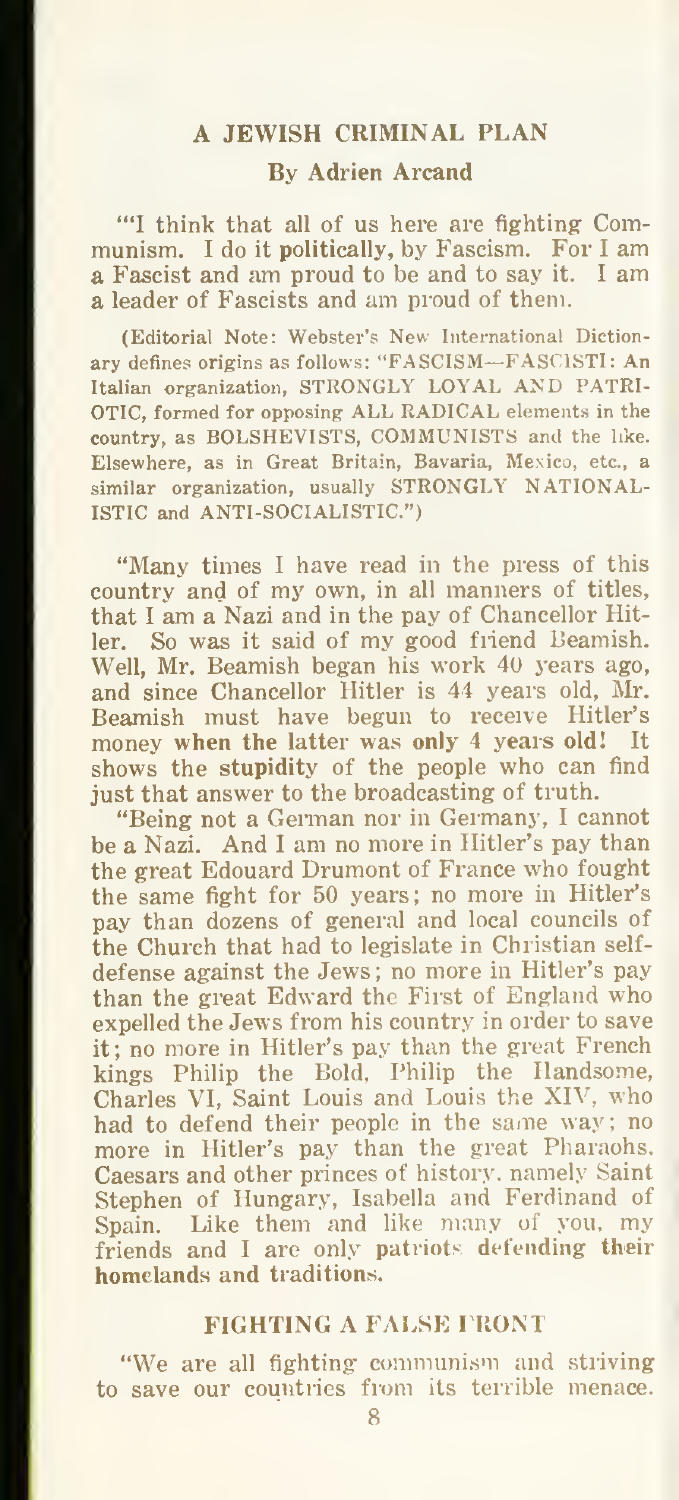## A JEWISH CRIMINAL PLAN

### By Adrien Arcand

"'I think that all of us here are fighting Communism. I do it **politically**, by Fascism. For I am **a** Fascist **and** am proud to be and to say it. I am **a** leader of Fascists and am proud of them.

(Editorial Note: Webster's New International Dictionary defines origins as follows: "FASCISM—FASCISTI: An Italian organization, STRONGLY LOYAL AND PATRIOTIC, formed for opposing ALL RADICAL elements in the country, as BOLSHEVISTS, COMMUNISTS and the like. Elsewhere, as in Great Britain, Bavaria, Mexico, etc., a similar organization, usually STRONGLY NATIONALISTIC and ANTI-SOCIALISTIC.")

"Many times I have read in the press of this country and of my own, in all manners of titles, that I am a Nazi and in the pay of Chancellor Hitler. So was it said of my good friend Beamish. Well, Mr. Beamish began his work 40 years ago, and since Chancellor Hitler is 44 years old, Mr. Beamish must have begun to receive Hitler's money **when the latter was only** 4 **years old!** It shows the **stupidity** of the people who can find just that answer to the broadcasting of truth.

"Being not a German nor in Germany, I cannot be a Nazi. And I am no more in Hitler's pay than the great Edouard Drumont of France who fought the same fight for 50 years; no more in Hitler's pay than dozens of general and local councils of the Church that had to legislate in Christian self-defense against the Jews; no more in Hitler's pay than the great Edward the First of England who expelled the Jews from his country in order to save it; no more in Hitler's pay than the great French kings Philip the Bold, Philip the Handsome, Charles VI, Saint Louis and Louis the XIV, who had to defend their people in the same way; no more in Hitler's pay than the great Pharaohs, Caesars and other princes of history, namely Saint Stephen of Hungary, Isabella and Ferdinand of Spain. Like them and like many of you, my friends and I are only **patriots defending their homelands and traditions.**

### FIGHTING A FALSE FRONT

"We are all fighting communism and striving to save our countries from its terrible menace.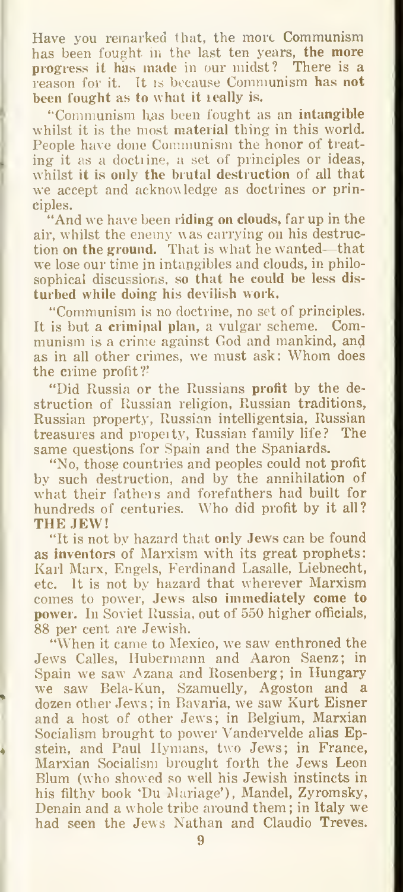Have you remarked that, the more Communism has been fought in the last ten years, **the more progress it has made in our midst?** There is a reason for it. It is because Communism **has not been fought as to what it really is.**

"Communism has been fought as an **intangible** whilst it is the most **material** thing in this world. People have done Communism the honor of treating it as a doctrine, a set of principles or ideas, whilst **it is only the brutal destruction** of all that we accept and acknowledge as doctrines or principles.

"And we have been **riding on clouds,** far up in the air, whilst the enemy was carrying on his destruction **on the ground.** That is what he wanted—that we lose our time in intangibles and clouds, in philosophical discussions, **so that he could be less disturbed while doing his devilish work.**

"Communism is no doctrine, no set of principles. It is but a **criminal plan,** a vulgar scheme. Communism is a crime against God and mankind, and as in all other crimes, we must ask: Whom does the crime profit?'

"Did Russia or the Russians **profit** by the destruction of Russian religion, Russian **traditions,** Russian property, Russian intelligentsia, Russian treasures and property, Russian family life? The same questions for Spain and the Spaniards.

"No, those countries and peoples could not profit by such destruction, and by the **annihilation** of what their fathers and forefathers had built for hundreds of centuries. Who did profit by it all? **THE JEW!**

"It is not by hazard that **only Jews** can be found **as inventors** of Marxism with its great prophets: Karl Marx, Engels, Ferdinand Lasalle, Liebnecht, etc. It is not by hazard that wherever Marxism comes to power, **Jews also immediately come to power.** In Soviet Russia, out of 550 higher officials, 88 per cent are Jewish.

"When it came to Mexico, we saw enthroned the Jews Calles, Hubermann and Aaron Saenz; in Spain we saw Azana and Rosenberg; in Hungary we saw Bela-Kun, Szamuelly, Agoston and a dozen other Jews; in Bavaria, we saw Kurt Eisner and a host of other Jews; in Belgium, Marxian Socialism brought to power Vandervelde alias Epstein, and Paul Hymans, two Jews; in France, Marxian Socialism brought forth the Jews Leon Blum (who showed so well his Jewish instincts in his filthy book 'Du Mariage'), Mandel, Zyromsky, Denain and a whole tribe around them; in Italy we had seen the Jews Nathan and Claudio Treves.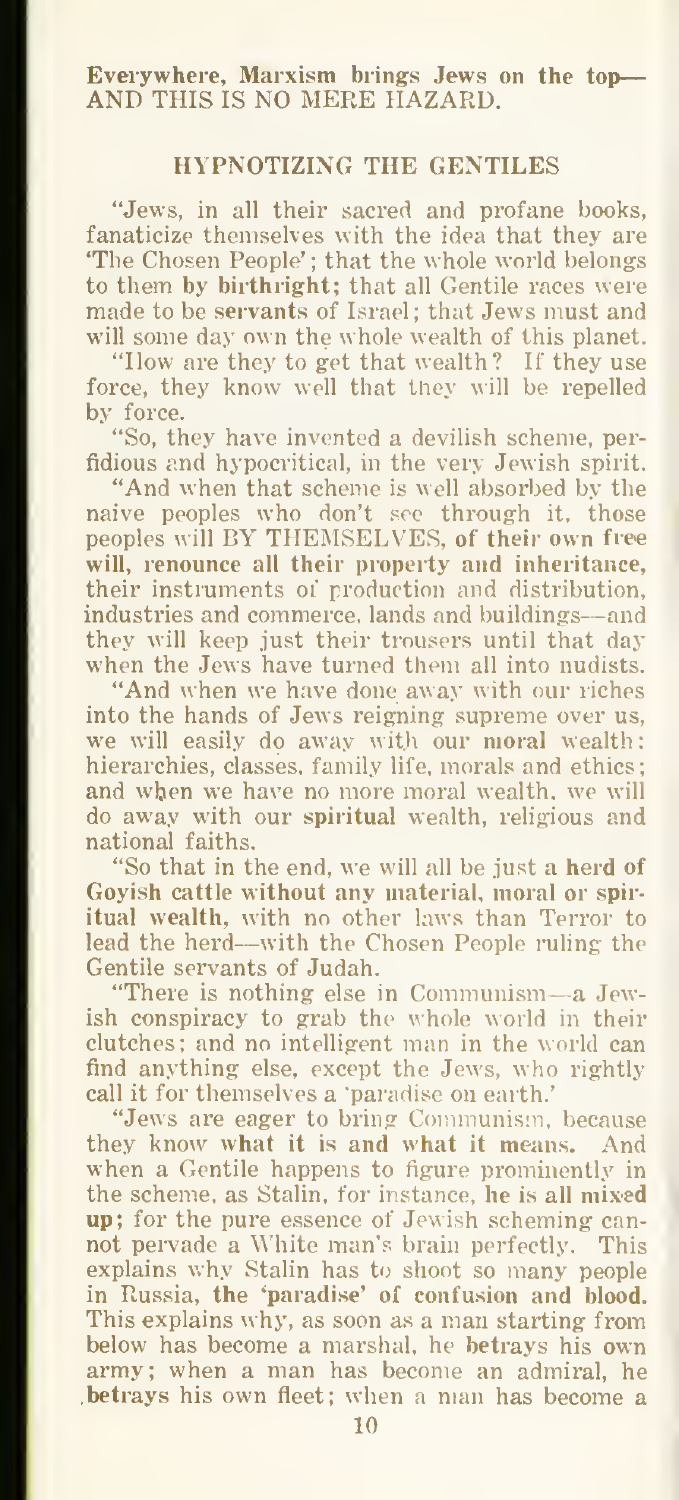**Everywhere, Marxism brings Jews on the top— AND THIS IS NO MERE HAZARD.**

## HYPNOTIZING THE GENTILES

"Jews, in all their sacred and profane books, fanaticize themselves with the idea that they are 'The Chosen People'; that the whole world belongs to them **by birthright**; that all Gentile races were made to be **servants** of Israel; that Jews must and will some day own the whole wealth of this planet.

"How are they to get that wealth? If they use force, they know well that they will be repelled by force.

"So, they have invented a devilish scheme, perfidious and hypocritical, in the very Jewish spirit.

"And when that scheme is well absorbed by the naive peoples who don't see through it, those peoples will BY THEMSELVES, **of their own free will, renounce all their property and inheritance,** their instruments of production and distribution, industries and commerce, lands and buildings—and they will keep just their trousers until that day when the Jews have turned them all into nudists.

"And when we have done away with our riches into the hands of Jews reigning supreme over us, we will easily do away with our **moral** wealth: hierarchies, classes, family life, morals and ethics; **and when** we have no more moral wealth, we will do away with our **spiritual** wealth, religious and national faiths.

"So that in the end, we will all be just a **herd of Goyish cattle without any material, moral or spiritual wealth,** with no other laws than Terror to lead the herd—with the Chosen People ruling the Gentile servants of Judah.

"There is nothing else in Communism—a Jewish conspiracy to grab the whole world in their clutches; and no intelligent man in the world can find anything else, except the Jews, who rightly call it for themselves a 'paradise on earth.'

"Jews are eager to bring Communism, because they know **what it is and what it means.** And when a Gentile happens to figure prominently in the scheme, as Stalin, for instance, **he is all mixed up;** for the pure essence of Jewish scheming cannot pervade a White man's brain perfectly. This explains why Stalin has to shoot so many people in Russia, **the 'paradise' of confusion and blood.** This explains why, as soon as a man starting from below has become a marshal, he **betrays** his **own** army; when a man has become an admiral, he **betrays** his own fleet; when a man has become a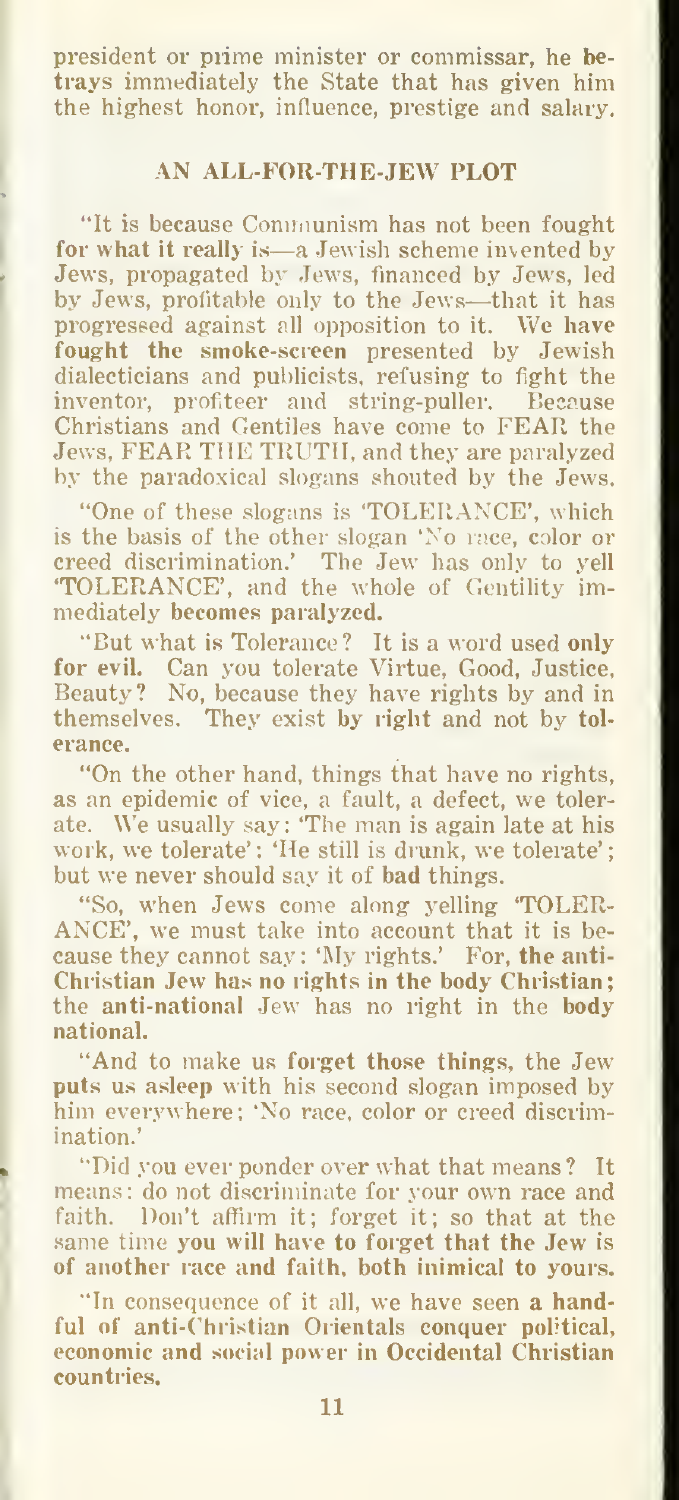president or prime minister or commissar, he **betrays** immediately the State that has given him the highest honor, influence, prestige and salary.

## AN ALL-FOR-THE-JEW PLOT

"It is because Communism has not been fought **for what it really is**—a Jewish scheme invented by Jews, propagated by Jews, financed by Jews, led by Jews, profitable only to the Jews—that it has progressed against all opposition to it. **We have fought the smoke-screen** presented by Jewish dialecticians and publicists, refusing to fight the inventor, profiteer and string-puller. Because Christians and Gentiles have come to FEAR the Jews, FEAR THE TRUTH, and they are paralyzed by the paradoxical slogans shouted by the Jews.

"One of these slogans is 'TOLERANCE', which is the basis of the other slogan 'No race, color or creed discrimination.' The Jew has only to yell 'TOLERANCE', and the whole of Gentility immediately **becomes paralyzed.**

"But what is Tolerance? It is a word used **only for evil.** Can you tolerate Virtue, Good, Justice, Beauty? No, because they have rights by and in themselves. They exist **by right** and not **by tolerance.**

"On the other hand, things that have no rights, as an epidemic of vice, a fault, a defect, we tolerate. We usually say: 'The man is again late at his work, we tolerate'; 'He still is drunk, we tolerate'; but we never should say it of **bad** things.

"So, when Jews come along yelling 'TOLERANCE', we must take into account that it is because they cannot say: 'My rights.' For, **the anti-Christian Jew has no rights in the body Christian;** the **anti-national** Jew has no right in the **body national.**

"And to make us **forget those things,** the Jew **puts us asleep** with his second slogan imposed by him everywhere; 'No race, color or creed discrimination.'

"Did you ever ponder over what that means? It means: do not discriminate for your own race and faith. Don't affirm it; forget it; so that at the same time **you will have to forget that the Jew is of another race and faith, both inimical to yours.**

"In consequence of it all, we have seen **a handful of anti-Christian Orientals conquer political, economic and social power in Occidental Christian countries.**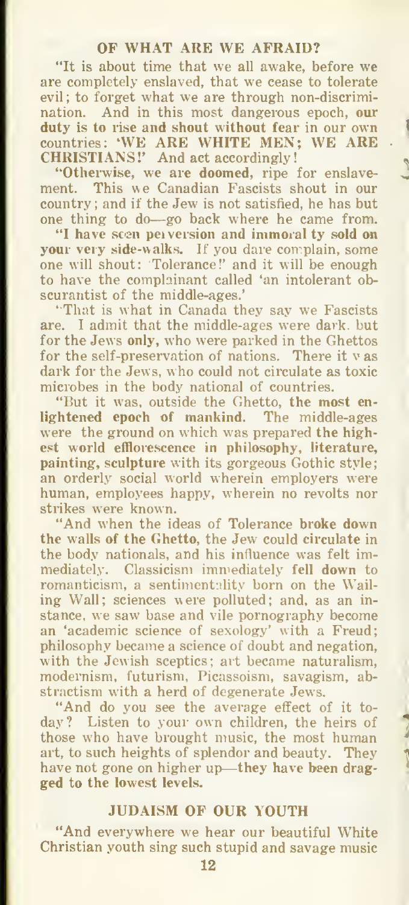## OF WHAT ARE WE AFRAID?

"It is about time that we all awake, before we are completely enslaved, that we cease to tolerate evil; to forget what we are through non-discrimination. And in this most dangerous epoch, **our duty is to rise and shout without fear** in our own countries: **'WE ARE WHITE MEN; WE ARE CHRISTIANS!'** And act accordingly!

"Otherwise, we are **doomed**, ripe for enslavement. This we Canadian Fascists shout in our country; and if the Jew is not satisfied, he has but one thing to do—go back where he came from.

"**I have seen perversion and immorality sold on your very side-walks.** If you dare complain, some one will shout: 'Tolerance!' and it will be enough to have the complainant called 'an intolerant obscurantist of the middle-ages.'

"That is what in Canada they say we Fascists are. I admit that the middle-ages were dark, but for the Jews **only**, who were parked in the Ghettos for the self-preservation of nations. There it was dark for the Jews, who could not circulate as toxic microbes in the body national of countries.

"But it was, outside the Ghetto, **the most enlightened epoch of mankind.** The middle-ages were the ground on which was prepared **the highest world efflorescence in philosophy, literature, painting, sculpture** with its gorgeous Gothic style; an orderly social world wherein employers were human, employees happy, wherein no revolts nor strikes were known.

"And when the ideas of Tolerance **broke down the walls of the Ghetto**, the Jew could circulate in the body nationals, and his influence was felt immediately. Classicism immediately **fell down** to romanticism, a sentimentality born on the Wailing Wall; sciences were polluted; and, as an instance, we saw base and vile pornography become an 'academic science of sexology' with a Freud; philosophy became a science of doubt and negation, with the Jewish sceptics; art became naturalism, modernism, futurism, Picassoism, savagism, abstractism with a herd of degenerate Jews.

"And do you see the average effect of it today? Listen to your own children, the heirs of those who have brought music, the most human art, to such heights of splendor and beauty. They have not gone on higher up—**they have been dragged to the lowest levels.**

## JUDAISM OF OUR YOUTH

"And everywhere we hear our beautiful White Christian youth sing such stupid and savage music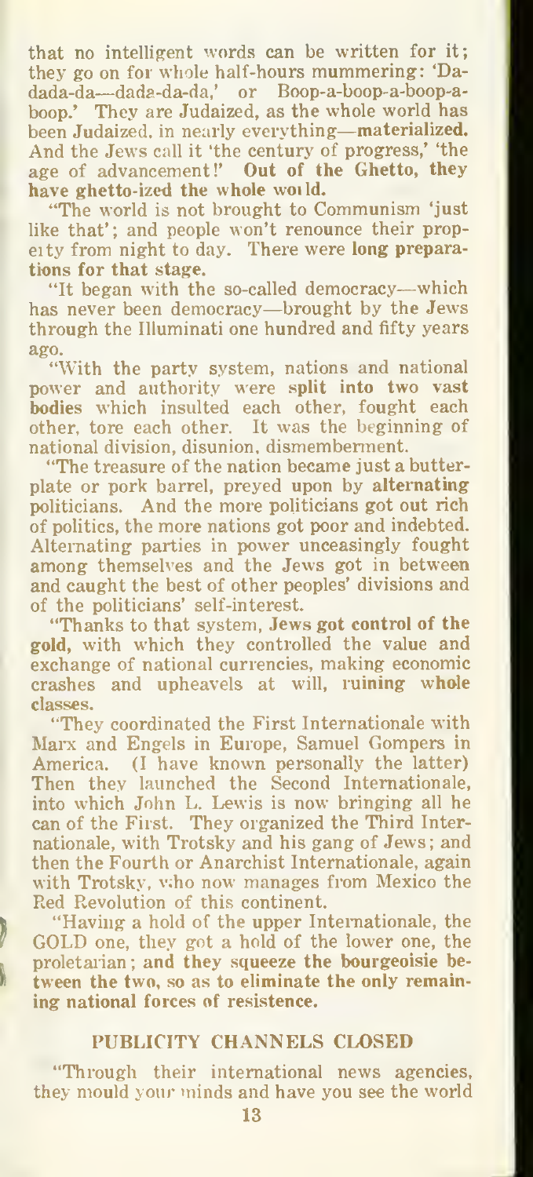that no intelligent words can be written for it; they go on for whole half-hours mummering: 'Da-dada-da—dada-da-da,' or Boop-a-boop-a-boop-a-boop.' They are Judaized, as the whole world has been Judaized, in nearly everything—**materialized.** And the Jews call it 'the century of progress,' 'the age of advancement!' **Out of the Ghetto, they have ghetto-ized the whole world.**

"The world is not brought to Communism 'just like that'; and people won't renounce their property from night to day. There were **long preparations for that stage.**

"It began with the so-called democracy—which has never been democracy—brought by the Jews through the Illuminati one hundred and fifty years ago.

"With the party system, nations and national power and authority were **split into two vast bodies** which insulted each other, fought each other, tore each other. It was the beginning of national division, disunion, dismemberment.

"The treasure of the nation became just a butter-plate or pork barrel, preyed upon by **alternating** politicians. And the more politicians got out rich of politics, the more nations got poor and indebted. Alternating parties in power unceasingly fought among themselves and the Jews got in between and caught the best of other peoples' divisions and of the politicians' self-interest.

"Thanks to that system, **Jews got control of the gold,** with which they controlled the value and exchange of national currencies, making economic crashes and upheavels at will, **ruining whole classes.**

"They coordinated the First Internationale with Marx and Engels in Europe, Samuel Gompers in America. (I have known personally the latter) Then they launched the Second Internationale, into which John L. Lewis is now bringing all he can of the First. They organized the Third Internationale, with Trotsky and his gang of Jews; and then the Fourth or Anarchist Internationale, again with Trotsky, who now manages from Mexico the Red Revolution of this continent.

"Having a hold of the upper Internationale, the GOLD one, they got a hold of the lower one, the proletarian; **and they squeeze the bourgeoisie between the two, so as to eliminate the only remaining national forces of resistence.**

## PUBLICITY CHANNELS CLOSED

"Through their international news agencies, they mould your minds and have you see the world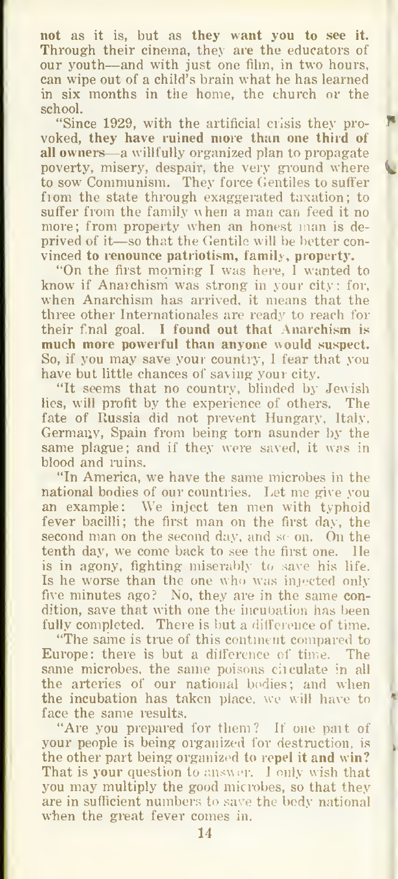**not** as it is, but as **they want you to see it.** Through their cinema, they are the educators of our youth—and with just one film, in two hours, can wipe out of a child's brain what he has learned in six months in the home, the church or the school.

"Since 1929, with the artificial crisis they provoked, **they have ruined more than one third of all owners**—a willfully organized plan to propagate poverty, misery, despair, the very ground where to sow Communism. They force Gentiles to suffer from the state through exaggerated taxation; to suffer from the family when a man can feed it no more; from property when an honest man is deprived of it—so that the Gentile will be better convinced **to renounce patriotism, family, property.**

"On the first morning I was here, I wanted to know if Anarchism was strong in your city: for, when Anarchism has arrived, it means that the three other Internationales are ready to reach for their final goal. **I found out that Anarchism is much more powerful than anyone would suspect.** So, if you may save your country, I fear that you have but little chances of saving your city.

"It seems that no country, blinded by Jewish lies, will profit by the experience of others. The fate of Russia did not prevent Hungary, Italy, Germany, Spain from being torn asunder by the same plague; and if they were saved, it was in blood and ruins.

"In America, we have the same microbes in the national bodies of our countries. Let me give you an example: We inject ten men with typhoid fever bacilli; the first man on the first day, the second man on the second day, and so on. On the tenth day, we come back to see the first one. He is in agony, fighting miserably to save his life. Is he worse than the one who was injected only five minutes ago? No, they are in the same condition, save that with one the incubation has been fully completed. There is but a difference of time.

"The same is true of this continent compared to Europe: there is but a difference of time. The same microbes, the same poisons circulate in all the arteries of our national bodies; and when the incubation has taken place, we will have to face the same results.

"Are you prepared for them? If one part of your people is being organized for destruction, is the other part being organized **to repel it and win?** That is **your** question to answer. I only wish that you may multiply the good microbes, so that they are in sufficient numbers to save the body national when the great fever comes in.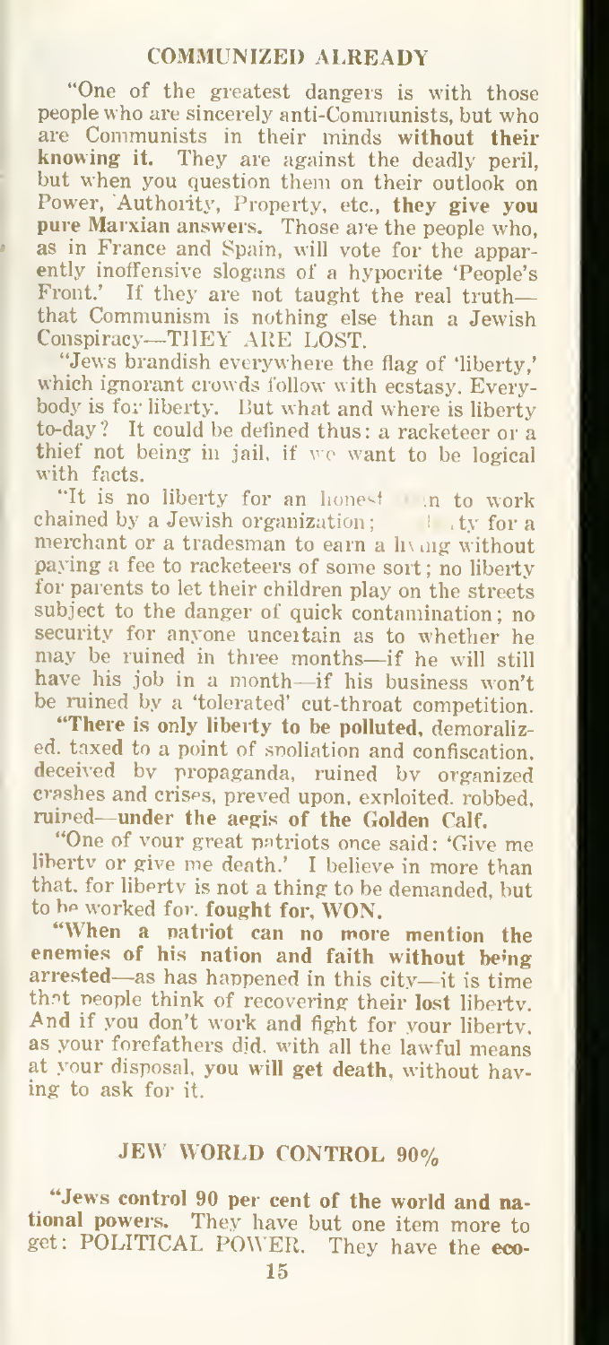## COMMUNIZED ALREADY

"One of the greatest dangers is with those people who are sincerely anti-Communists, but who are Communists in their minds **without their knowing it.** They are against the deadly peril, but when you question them on their outlook on Power, Authority, Property, etc., **they give you pure Marxian answers.** Those are the people who, as in France and Spain, will vote for the apparently inoffensive slogans of a hypocrite 'People's Front.' If they are not taught the real truth—that Communism is nothing else than a Jewish Conspiracy—THEY ARE LOST.

"Jews brandish everywhere the flag of 'liberty,' which ignorant crowds follow with ecstasy. Everybody is for liberty. But what and where is liberty to-day? It could be defined thus: a racketeer or a thief not being in jail, if we want to be logical with facts.

"It is no liberty for an honest man to work chained by a Jewish organization; no liberty for a merchant or a tradesman to earn a living without paying a fee to racketeers of some sort; no liberty for parents to let their children play on the streets subject to the danger of quick contamination; no security for anyone uncertain as to whether he may be ruined in three months—if he will still have his job in a month—if his business won't be ruined by a 'tolerated' cut-throat competition.

"**There is only liberty to be polluted,** demoralized, taxed to a point of spoliation and confiscation, deceived by propaganda, ruined by organized crashes and crises, preyed upon, exploited, robbed, ruined—**under the aegis of the Golden Calf.**

"One of your great patriots once said: 'Give me liberty or give me death.' I believe in more than that, for liberty is not a thing to be demanded, but to be worked for, **fought for, WON.**

"**When a patriot can no more mention the enemies of his nation and faith without being arrested**—as has happened in this city—it is time that people think of recovering their **lost** liberty. And if you don't work and fight for your liberty, as your forefathers did, with all the lawful means at your disposal, **you will get death,** without having to ask for it.

## JEW WORLD CONTROL 90%

"**Jews control 90 per cent of the world and national powers.** They have but one item more to get: POLITICAL POWER. They have the **eco-**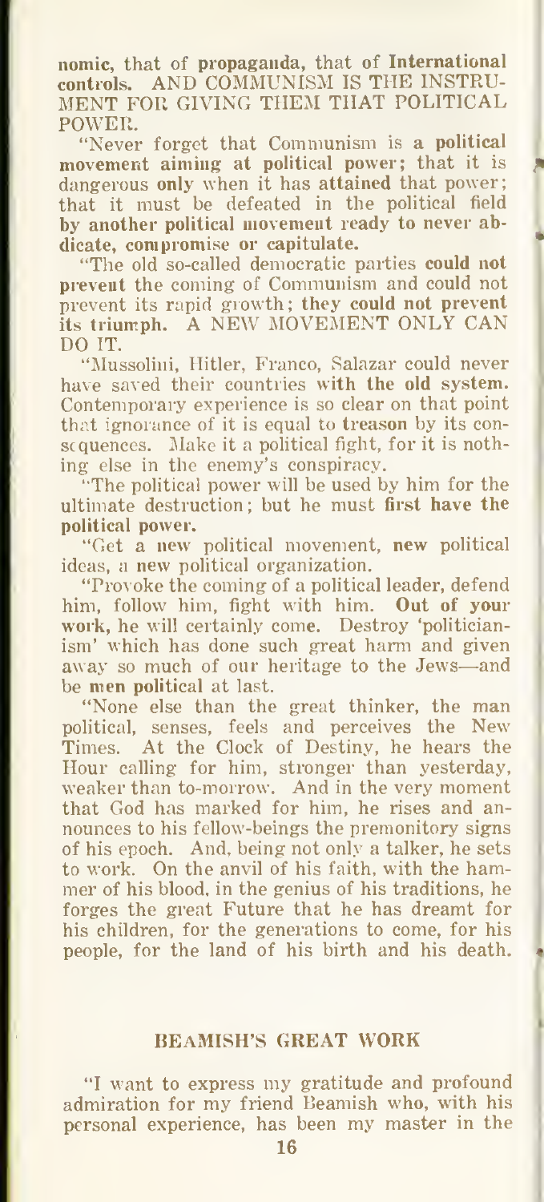nomic, that of **propaganda**, that of **International controls.** AND COMMUNISM IS THE INSTRUMENT FOR GIVING THEM THAT POLITICAL POWER.

"Never forget that Communism is **a political movement aiming at political power;** that it is dangerous **only** when it has **attained** that power; that it must be defeated in the political field **by another political movement ready to never abdicate, compromise or capitulate.**

"The old so-called democratic parties **could not prevent** the coming of Communism and could not prevent its rapid growth; **they could not prevent its triumph.** A NEW MOVEMENT ONLY CAN DO IT.

"Mussolini, Hitler, Franco, Salazar could never have saved their countries **with the old system.** Contemporary experience is so clear on that point that ignorance of it is equal to **treason** by its consequences. Make it a political fight, for it is nothing else in the enemy's conspiracy.

"The political power will be used by him for the ultimate destruction; but he must **first have the political power.**

"Get a **new** political movement, **new** political ideas, a **new** political organization.

"Provoke the coming of a political leader, defend him, follow him, fight with him. **Out of your work,** he will certainly come. Destroy 'politicianism' which has done such great harm and given away so much of our heritage to the Jews—and be **men political** at last.

"None else than the great thinker, the man political, senses, feels and perceives the New Times. At the Clock of Destiny, he hears the Hour calling for him, stronger than yesterday, weaker than to-morrow. And in the very moment that God has marked for him, he rises and announces to his fellow-beings the premonitory signs of his epoch. And, being not only a talker, he sets to work. On the anvil of his faith, with the hammer of his blood, in the genius of his traditions, he forges the great Future that he has dreamt for his children, for the generations to come, for his people, for the land of his birth and his death.

## BEAMISH'S GREAT WORK

"I want to express my gratitude and profound admiration for my friend Beamish who, with his personal experience, has been my master in the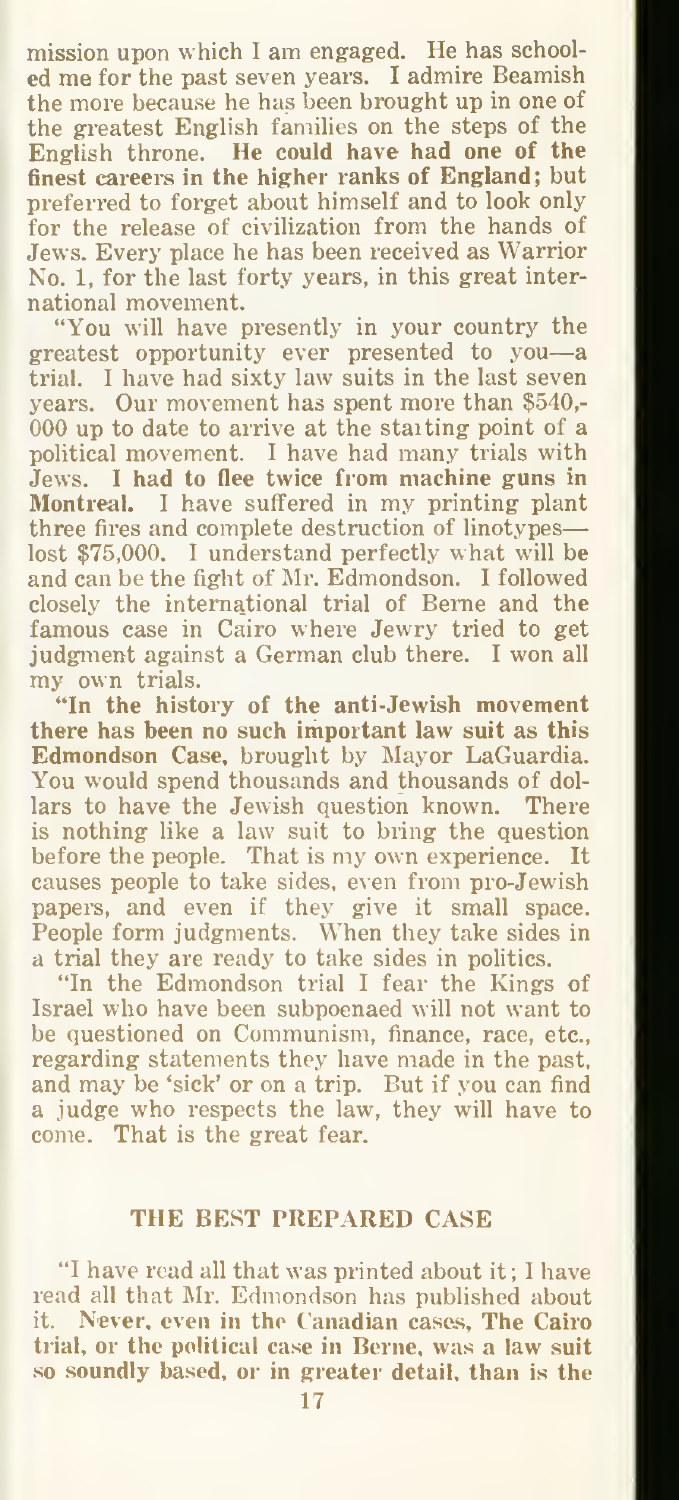mission upon which I am engaged. He has schooled me for the past seven years. I admire Beamish the more because he has been brought up in one of the greatest English families on the steps of the English throne. **He could have had one of the finest careers in the higher ranks of England;** but preferred to forget about himself and to look only for the release of civilization from the hands of Jews. Every place he has been received as Warrior No. 1, for the last forty years, in this great international movement.

"You will have presently in your country the greatest opportunity ever presented to you—a trial. I have had sixty law suits in the last seven years. Our movement has spent more than $540,000 up to date to arrive at the starting point of a political movement. I have had many trials with Jews. **I had to flee twice from machine guns in Montreal.** I have suffered in my printing plant three fires and complete destruction of linotypes—lost $75,000. I understand perfectly what will be and can be the fight of Mr. Edmondson. I followed closely the international trial of Berne and the famous case in Cairo where Jewry tried to get judgment against a German club there. I won all my own trials.

**"In the history of the anti-Jewish movement there has been no such important law suit as this Edmondson Case,** brought by Mayor LaGuardia. You would spend thousands and thousands of dollars to have the Jewish question known. There is nothing like a law suit to bring the question before the people. That is my own experience. It causes people to take sides, even from pro-Jewish papers, and even if they give it small space. People form judgments. When they take sides in a trial they are ready to take sides in politics.

"In the Edmondson trial I fear the Kings of Israel who have been subpoenaed will not want to be questioned on Communism, finance, race, etc., regarding statements they have made in the past, and may be 'sick' or on a trip. But if you can find a judge who respects the law, they will have to come. That is the great fear.

## THE BEST PREPARED CASE

"I have read all that was printed about it; I have read all that Mr. Edmondson has published about it. **Never, even in the Canadian cases, The Cairo trial, or the political case in Berne, was a law suit so soundly based, or in greater detail, than is the**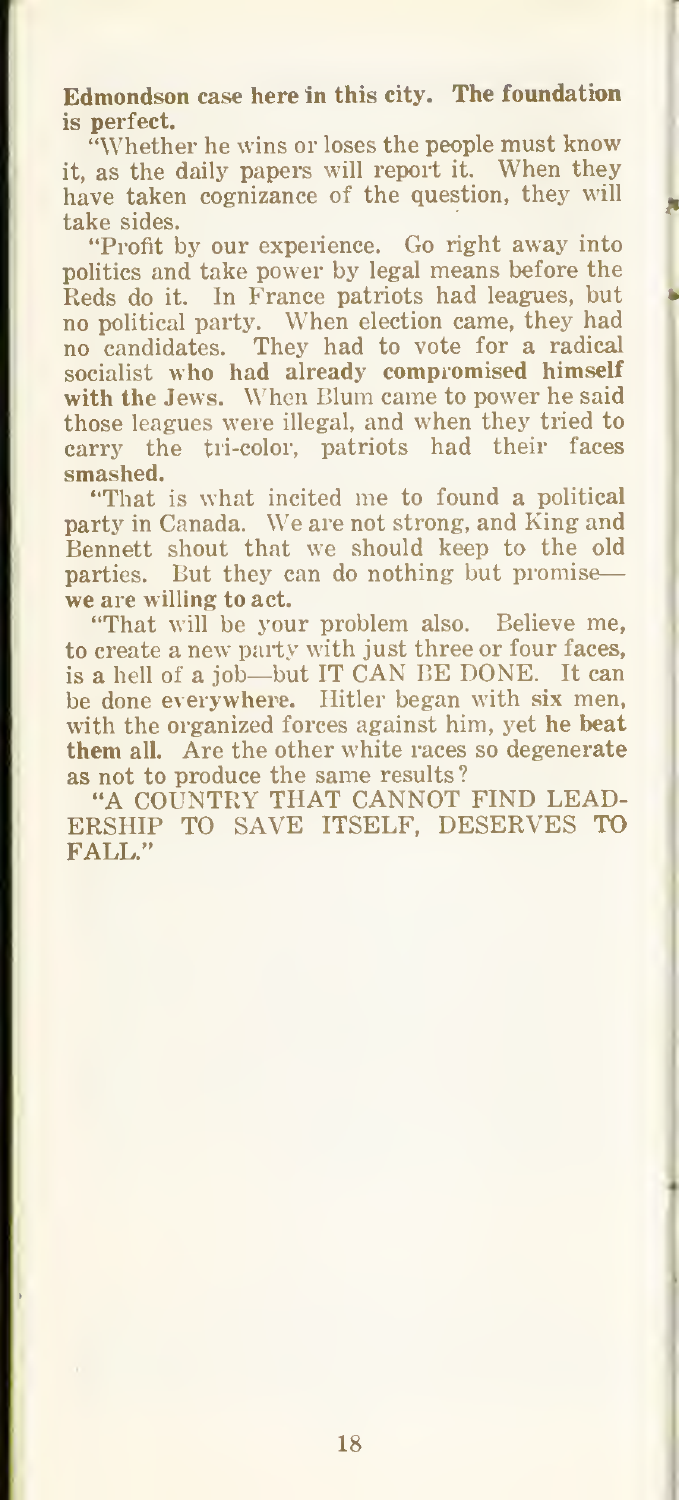**Edmondson case here in this city. The foundation is perfect.**

"Whether he wins or loses the people must know it, as the daily papers will report it. When they have taken cognizance of the question, they will take sides.

"Profit by our experience. Go right away into politics and take power by legal means before the Reds do it. In France patriots had leagues, but no political party. When election came, they had no candidates. They had to vote for a radical socialist **who had already compromised himself with the Jews.** When Blum came to power he said those leagues were illegal, and when they tried to carry the tri-color, patriots had their faces smashed.

"That is what incited me to found a political party in Canada. We are not strong, and King and Bennett shout that we should keep to the old parties. But they can do nothing but promise—**we are willing to act.**

"That will be your problem also. Believe me, to create a new party with just three or four faces, is a hell of a job—but IT CAN BE DONE. It can be done everywhere. Hitler began with **six** men, with the organized forces against him, yet **he beat them all.** Are the other white races so degenerate as not to produce the same results?

"A COUNTRY THAT CANNOT FIND LEADERSHIP TO SAVE ITSELF, DESERVES TO FALL."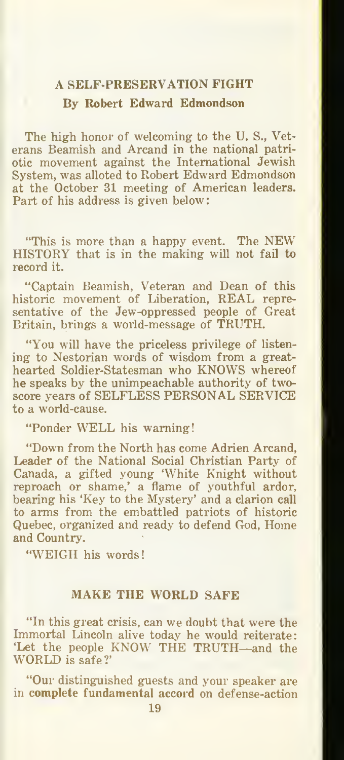## A SELF-PRESERVATION FIGHT

### By Robert Edward Edmondson

The high honor of welcoming to the U. S., Veterans Beamish and Arcand in the national patriotic movement against the International Jewish System, was alloted to Robert Edward Edmondson at the October 31 meeting of American leaders. Part of his address is given below:

"This is more than a happy event. The NEW HISTORY that is in the making will not fail to record it.

"Captain Beamish, Veteran and Dean of this historic movement of Liberation, REAL representative of the Jew-oppressed people of Great Britain, brings a world-message of TRUTH.

"You will have the priceless privilege of listening to Nestorian words of wisdom from a great-hearted Soldier-Statesman who KNOWS whereof he speaks by the unimpeachable authority of two-score years of SELFLESS PERSONAL SERVICE to a world-cause.

"Ponder WELL his warning!

"Down from the North has come Adrien Arcand, Leader of the National Social Christian Party of Canada, a gifted young 'White Knight without reproach or shame,' a flame of youthful ardor, bearing his 'Key to the Mystery' and a clarion call to arms from the embattled patriots of historic Quebec, organized and ready to defend God, Home and Country.

"WEIGH his words!

### MAKE THE WORLD SAFE

"In this great crisis, can we doubt that were the Immortal Lincoln alive today he would reiterate: 'Let the people KNOW THE TRUTH—and the WORLD is safe?'

"Our distinguished guests and your speaker are in **complete fundamental accord** on defense-action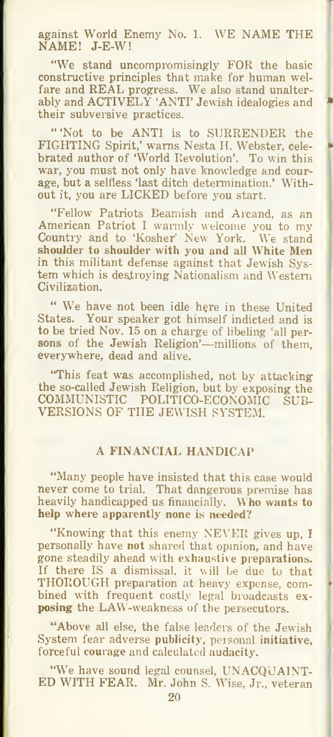against World Enemy No. 1. WE NAME THE NAME! J-E-W!

"We stand uncompromisingly FOR the basic constructive principles that make for human welfare and REAL progress. We also stand unalterably and ACTIVELY 'ANTI' Jewish idealogies and their subversive practices.

"'Not to be ANTI is to SURRENDER the FIGHTING Spirit,' warns Nesta H. Webster, celebrated author of 'World Revolution'. To win this war, you must not only have knowledge and courage, but a selfless 'last ditch determination.' Without it, you are LICKED before you start.

"Fellow Patriots Beamish and Arcand, as an American Patriot I warmly welcome you to my Country and to 'Kosher' New York. We stand **shoulder to shoulder with you and all White Men** in this militant defense against that Jewish System which is destroying Nationalism and Western Civilization.

" We have not been idle here in these United States. Your speaker got himself indicted and is to be tried Nov. 15 on a charge of libeling 'all persons of the Jewish Religion'—millions of them, everywhere, dead and alive.

"This feat was accomplished, not by attacking the so-called Jewish Religion, but by exposing the COMMUNISTIC POLITICO-ECONOMIC SUBVERSIONS OF THE JEWISH SYSTEM.

## A FINANCIAL HANDICAP

"Many people have insisted that this case would never come to trial. That dangerous premise has heavily handicapped us financially. **Who wants to help where apparently none is needed?**

"Knowing that this enemy NEVER gives up, I personally have **not** shared that opinion, and have gone steadily ahead with **exhaustive preparations.** If there IS a dismissal, it will be due to that THOROUGH preparation at heavy expense, combined with frequent costly legal broadcasts **exposing** the LAW-weakness of the persecutors.

"Above all else, the false leaders of the Jewish System fear adverse **publicity**, personal **initiative**, forceful **courage** and calculated **audacity**.

"We have sound legal counsel, UNACQUAINTED WITH FEAR. Mr. John S. Wise, Jr., veteran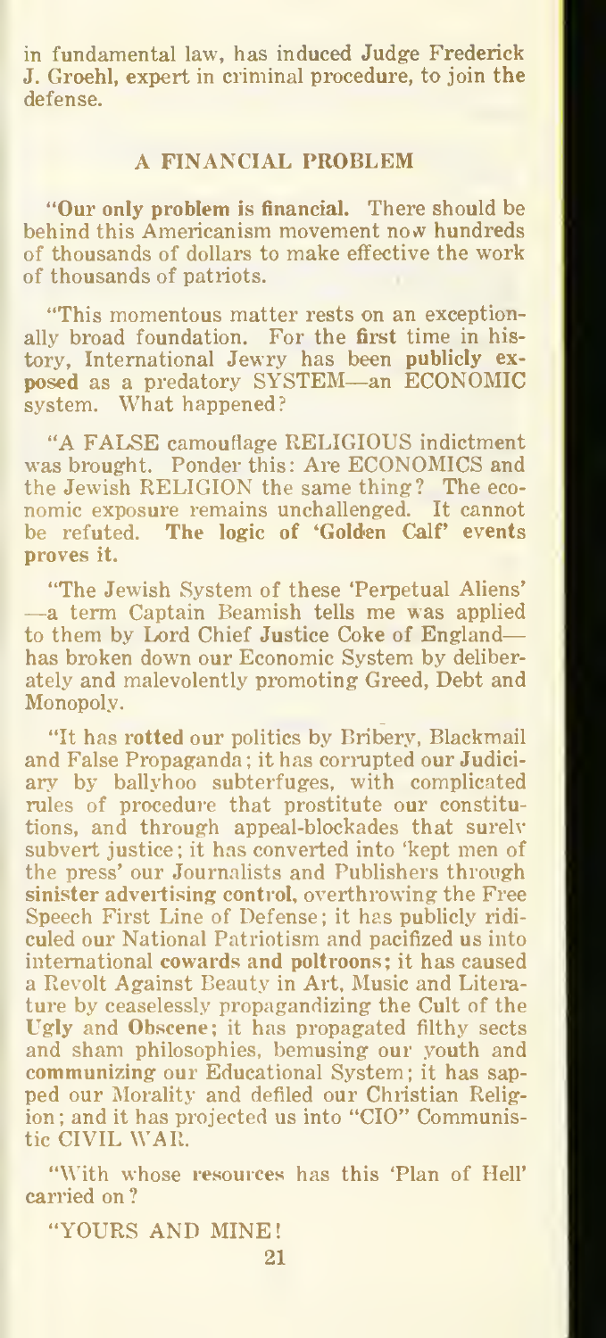in fundamental law, has induced Judge Frederick J. Groehl, expert in criminal procedure, to join the defense.

## A FINANCIAL PROBLEM

"**Our only problem is financial.** There should be behind this Americanism movement now hundreds of thousands of dollars to make effective the work of thousands of patriots.

"This momentous matter rests on an exceptionally broad foundation. For the **first** time in history, International Jewry has been **publicly exposed** as a predatory SYSTEM—an ECONOMIC system. What happened?

"A FALSE camouflage RELIGIOUS indictment was brought. Ponder this: Are ECONOMICS and the Jewish RELIGION the same thing? The economic exposure remains unchallenged. It cannot be refuted. **The logic of 'Golden Calf' events proves it.**

"The Jewish System of these 'Perpetual Aliens' —a term Captain Beamish tells me was applied to them by Lord Chief Justice Coke of England— has broken down our Economic System by deliberately and malevolently promoting Greed, Debt and Monopoly.

"It has **rotted** our politics by Bribery, Blackmail and False Propaganda; it has corrupted our Judiciary by ballyhoo subterfuges, with complicated rules of procedure that prostitute our constitutions, and through appeal-blockades that surely subvert justice; it has converted into 'kept men of the press' our Journalists and Publishers through **sinister advertising control**, overthrowing the Free Speech First Line of Defense; it has publicly ridiculed our National Patriotism and pacifized us into international **cowards and poltroons**; it has caused a Revolt Against Beauty in Art, Music and Literature by ceaselessly propagandizing the Cult of the **Ugly** and **Obscene**; it has propagated filthy sects and sham philosophies, bemusing our youth and **communizing** our Educational System; it has sapped our Morality and defiled our Christian Religion; and it has projected us into "CIO" Communistic CIVIL WAR.

"With whose **resources** has this 'Plan of Hell' carried on?

"YOURS AND MINE!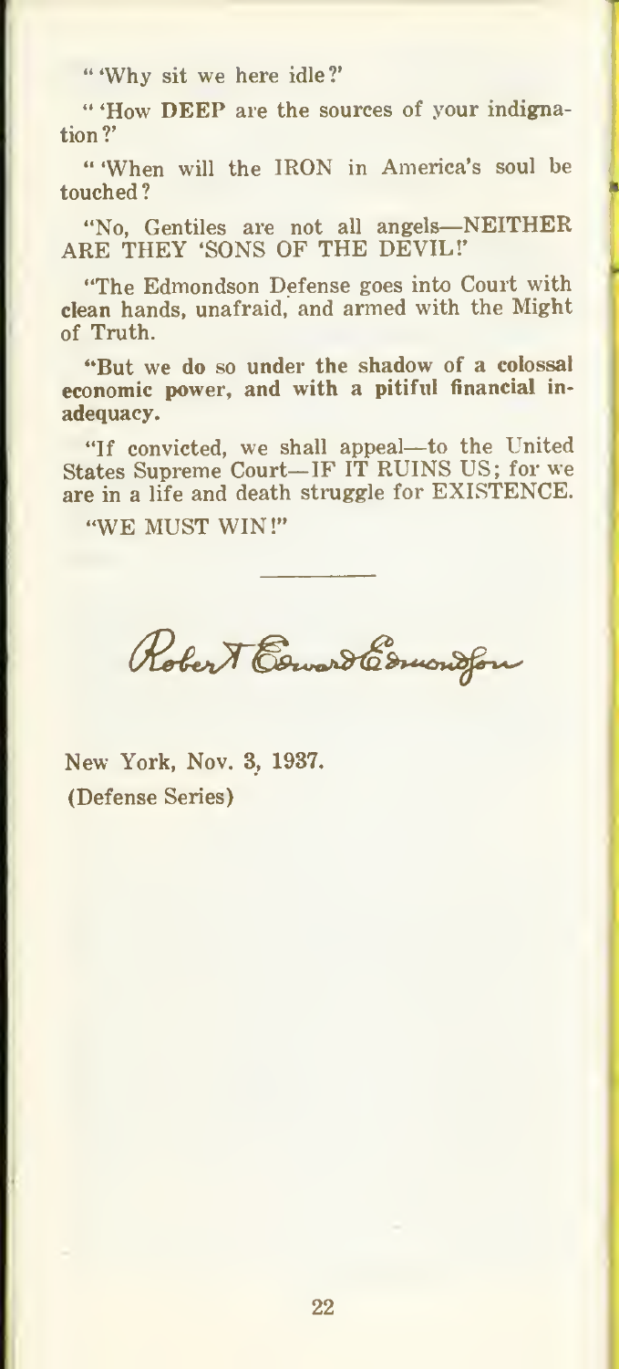" 'Why sit we here idle?'

" 'How **DEEP** are the sources of your indignation?'

" 'When will the IRON in America's soul be touched?

"No, Gentiles are not all angels—NEITHER ARE THEY 'SONS OF THE DEVIL!'

"The Edmondson Defense goes into Court with clean hands, unafraid, and armed with the Might of Truth.

**"But we do so under the shadow of a colossal economic power, and with a pitiful financial inadequacy.**

"If convicted, we shall appeal—to the United States Supreme Court—IF IT RUINS US; for we are in a life and death struggle for EXISTENCE.

"WE MUST WIN!"

---

Robert Edward Edmondson

New York, Nov. 3, 1937.
(Defense Series)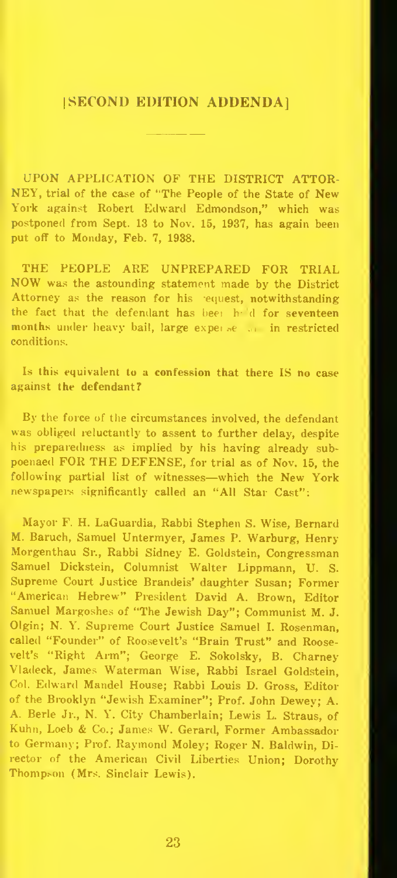## [SECOND EDITION ADDENDA]

UPON APPLICATION OF THE DISTRICT ATTORNEY, trial of the case of "The People of the State of New York against Robert Edward Edmondson," which was postponed from Sept. 13 to Nov. 15, 1937, has again been put off to Monday, Feb. 7, 1938.

THE PEOPLE ARE UNPREPARED FOR TRIAL NOW was the astounding statement made by the District Attorney as the reason for his request, notwithstanding the fact that the defendant has been held for seventeen months under heavy bail, large expense and in restricted conditions.

**Is this equivalent to a confession that there IS no case against the defendant?**

By the force of the circumstances involved, the defendant was obliged reluctantly to assent to further delay, despite his preparedness as implied by his having already subpoenaed FOR THE DEFENSE, for trial as of Nov. 15, the following partial list of witnesses—which the New York newspapers significantly called an "All Star Cast":

Mayor F. H. LaGuardia, Rabbi Stephen S. Wise, Bernard M. Baruch, Samuel Untermyer, James P. Warburg, Henry Morgenthau Sr., Rabbi Sidney E. Goldstein, Congressman Samuel Dickstein, Columnist Walter Lippmann, U. S. Supreme Court Justice Brandeis' daughter Susan; Former "American Hebrew" President David A. Brown, Editor Samuel Margoshes of "The Jewish Day"; Communist M. J. Olgin; N. Y. Supreme Court Justice Samuel I. Rosenman, called "Founder" of Roosevelt's "Brain Trust" and Roosevelt's "Right Arm"; George E. Sokolsky, B. Charney Vladeck, James Waterman Wise, Rabbi Israel Goldstein, Col. Edward Mandel House; Rabbi Louis D. Gross, Editor of the Brooklyn "Jewish Examiner"; Prof. John Dewey; A. A. Berle Jr., N. Y. City Chamberlain; Lewis L. Straus, of Kuhn, Loeb & Co.; James W. Gerard, Former Ambassador to Germany; Prof. Raymond Moley; Roger N. Baldwin, Director of the American Civil Liberties Union; Dorothy Thompson (Mrs. Sinclair Lewis).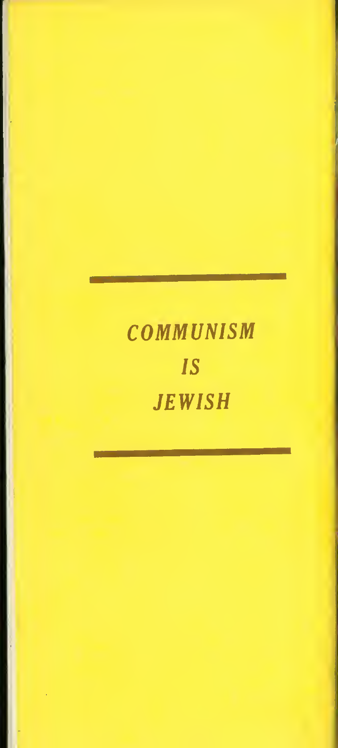*COMMUNISM*
*IS*
*JEWISH*